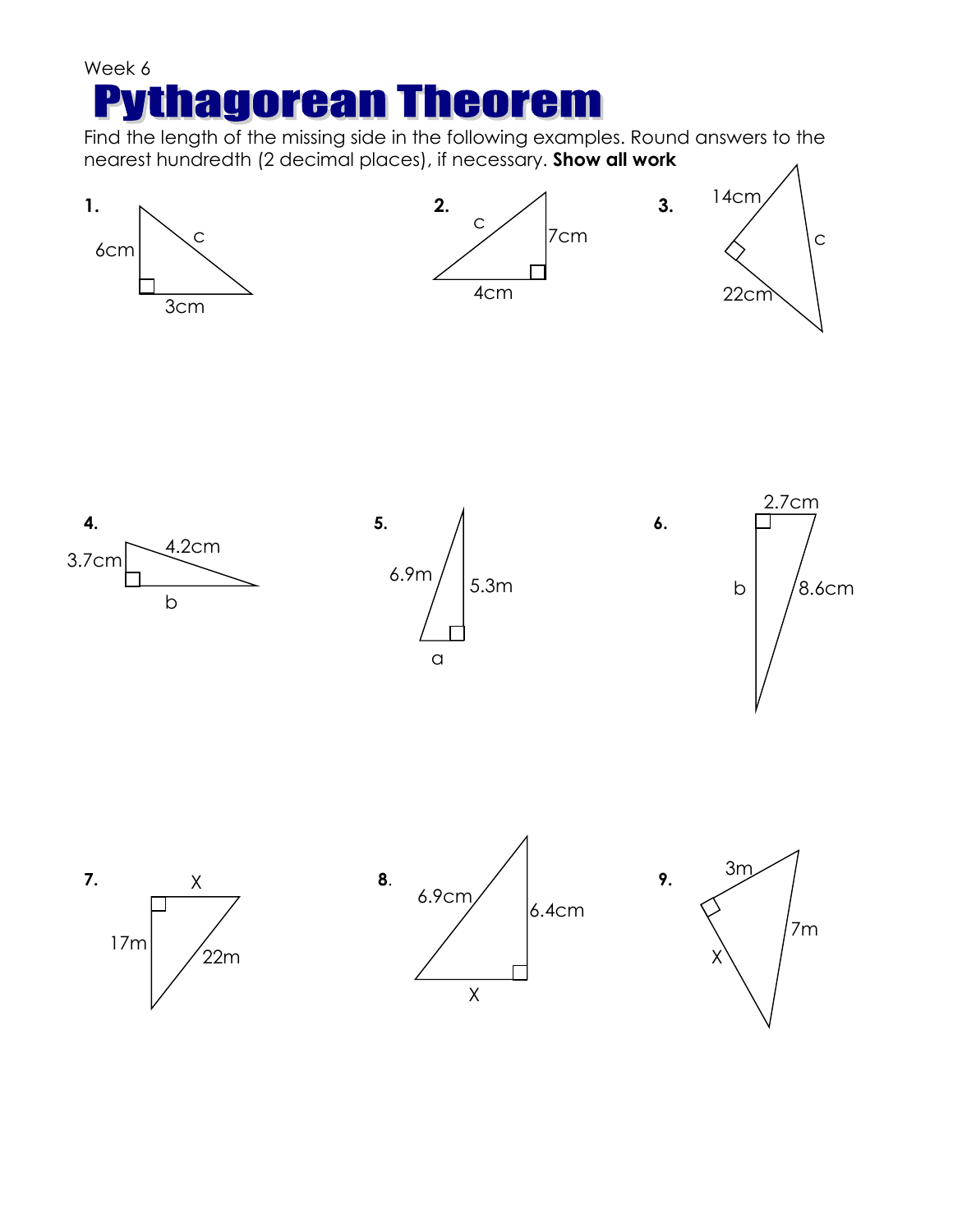Week 6

# Pythagorean Theorem

Find the length of the missing side in the following examples. Round answers to the nearest hundredth (2 decimal places), if necessary. **Show all work**

**1.** 6cm, 3cm, c

**2.** c, 7cm, 4cm

**3.** 14cm, 22cm, c

**4.** 3.7cm, 4.2cm, b

**5.** 6.9m, 5.3m, a

**6.** 2.7cm, b, 8.6cm

**7.** X, 17m, 22m

**8.** 6.9cm, 6.4cm, X

**9.** 3m, X, 7m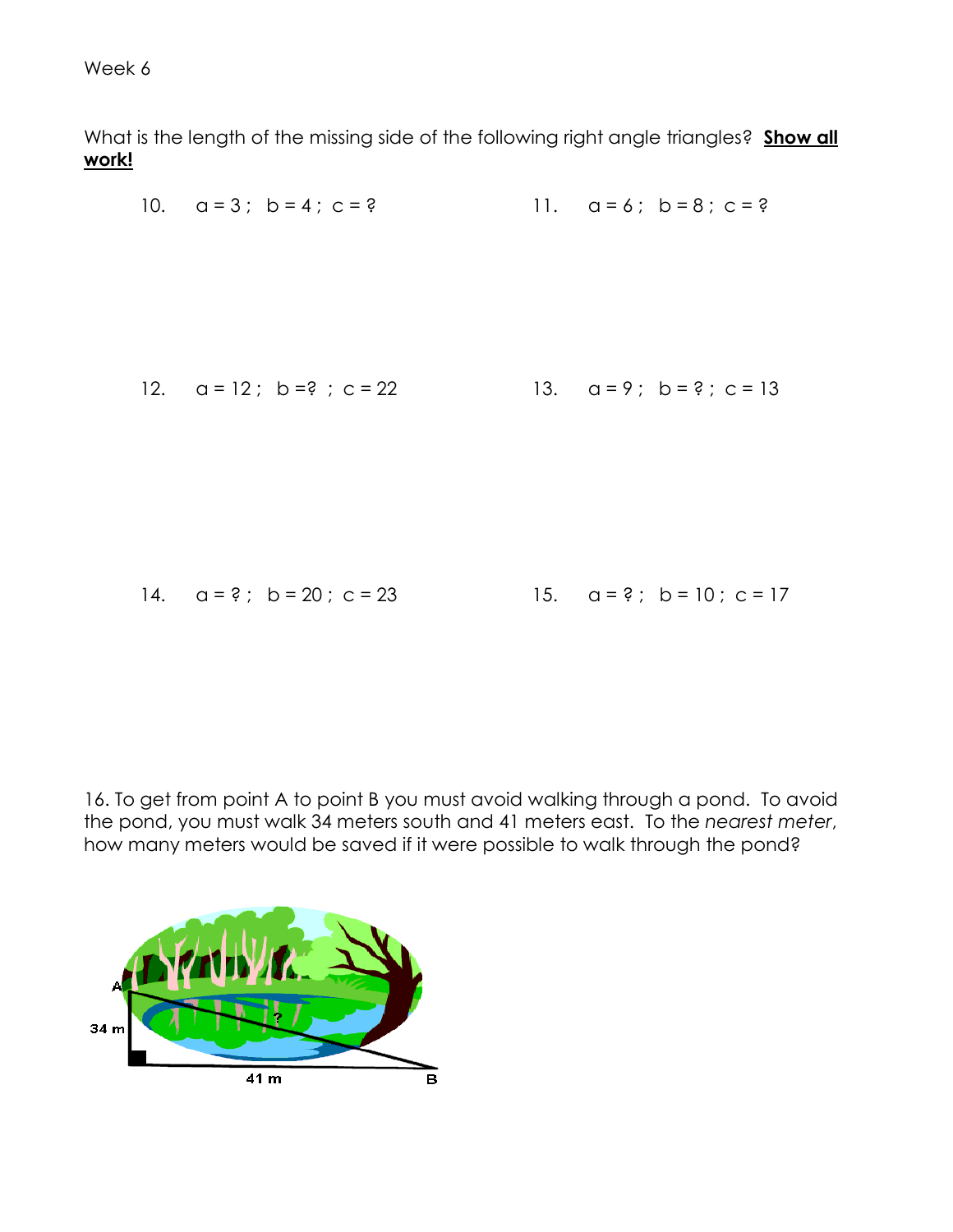Week 6

What is the length of the missing side of the following right angle triangles? **Show all work!**

10. $a = 3$ ; $b = 4$ ; $c = ?$

11. $a = 6$ ; $b = 8$ ; $c = ?$

12. $a = 12$ ; $b = ?$ ; $c = 22$

13. $a = 9$ ; $b = ?$ ; $c = 13$

14. $a = ?$ ; $b = 20$ ; $c = 23$

15. $a = ?$ ; $b = 10$ ; $c = 17$

16. To get from point A to point B you must avoid walking through a pond. To avoid the pond, you must walk 34 meters south and 41 meters east. To the *nearest meter*, how many meters would be saved if it were possible to walk through the pond?

A

34 m

?

41 m

B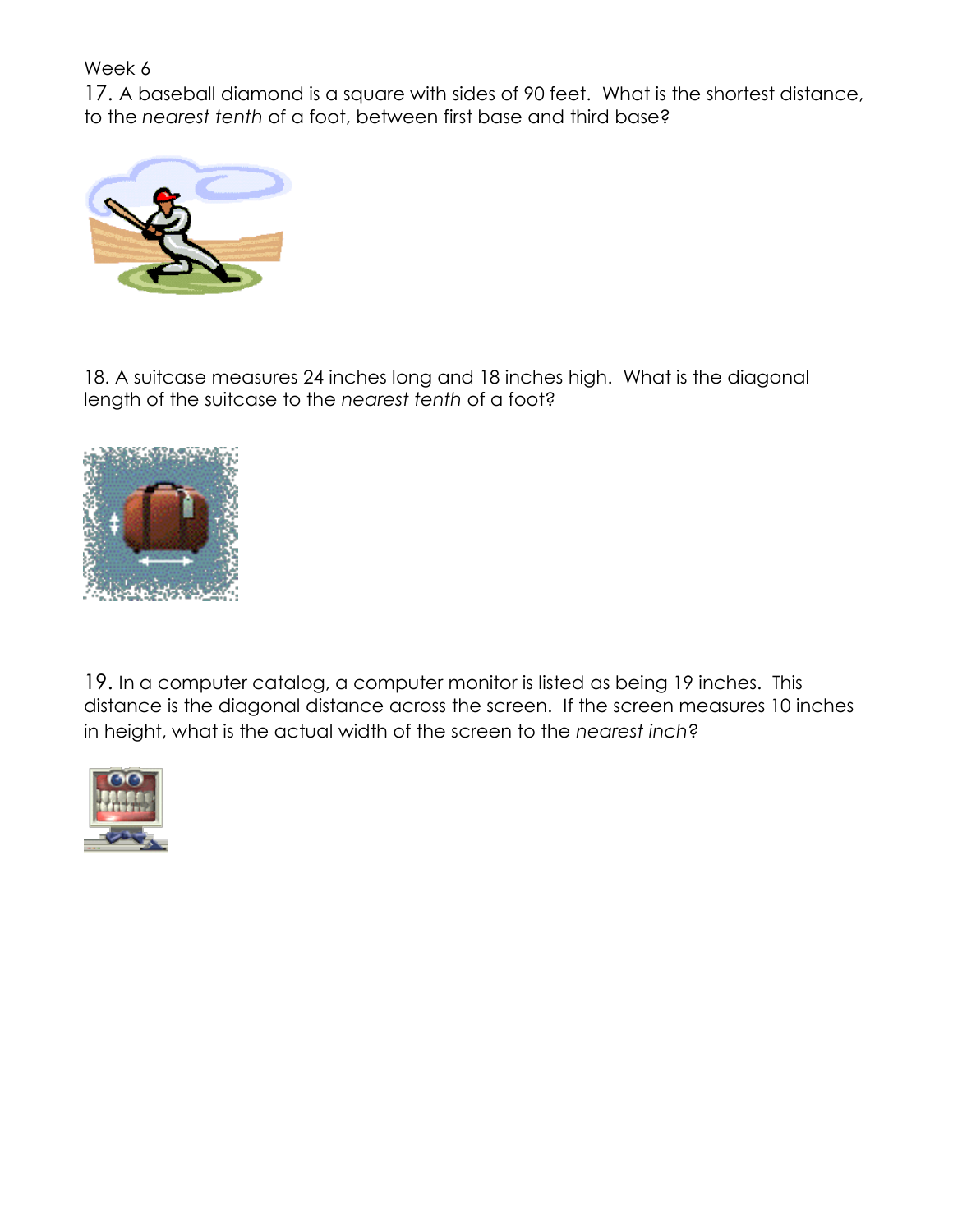Week 6

17. A baseball diamond is a square with sides of 90 feet. What is the shortest distance, to the *nearest tenth* of a foot, between first base and third base?

18. A suitcase measures 24 inches long and 18 inches high. What is the diagonal length of the suitcase to the *nearest tenth* of a foot?

19. In a computer catalog, a computer monitor is listed as being 19 inches. This distance is the diagonal distance across the screen. If the screen measures 10 inches in height, what is the actual width of the screen to the *nearest inch*?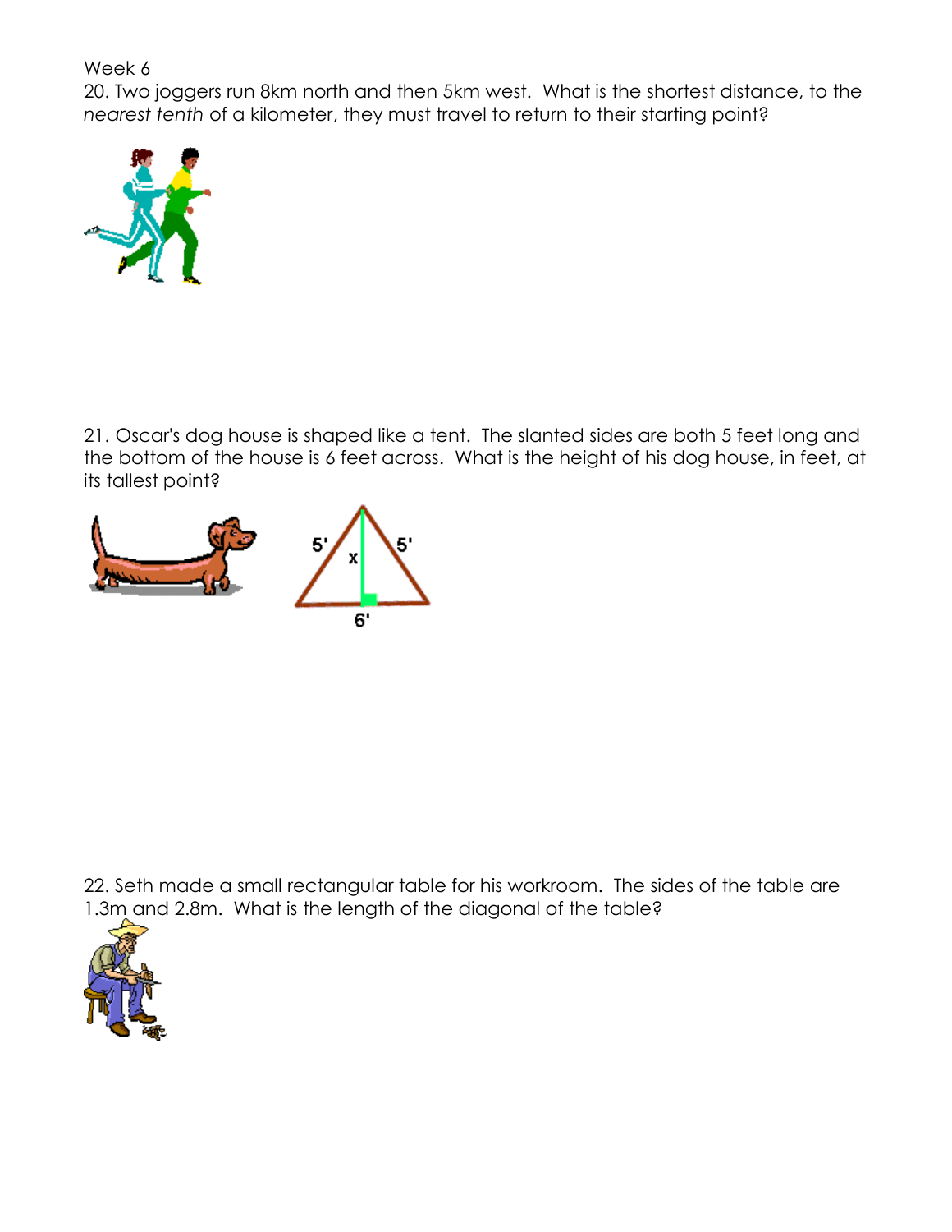Week 6

20. Two joggers run 8km north and then 5km west. What is the shortest distance, to the *nearest tenth* of a kilometer, they must travel to return to their starting point?

21. Oscar's dog house is shaped like a tent. The slanted sides are both 5 feet long and the bottom of the house is 6 feet across. What is the height of his dog house, in feet, at its tallest point?

5'

5'

x

6'

22. Seth made a small rectangular table for his workroom. The sides of the table are 1.3m and 2.8m. What is the length of the diagonal of the table?